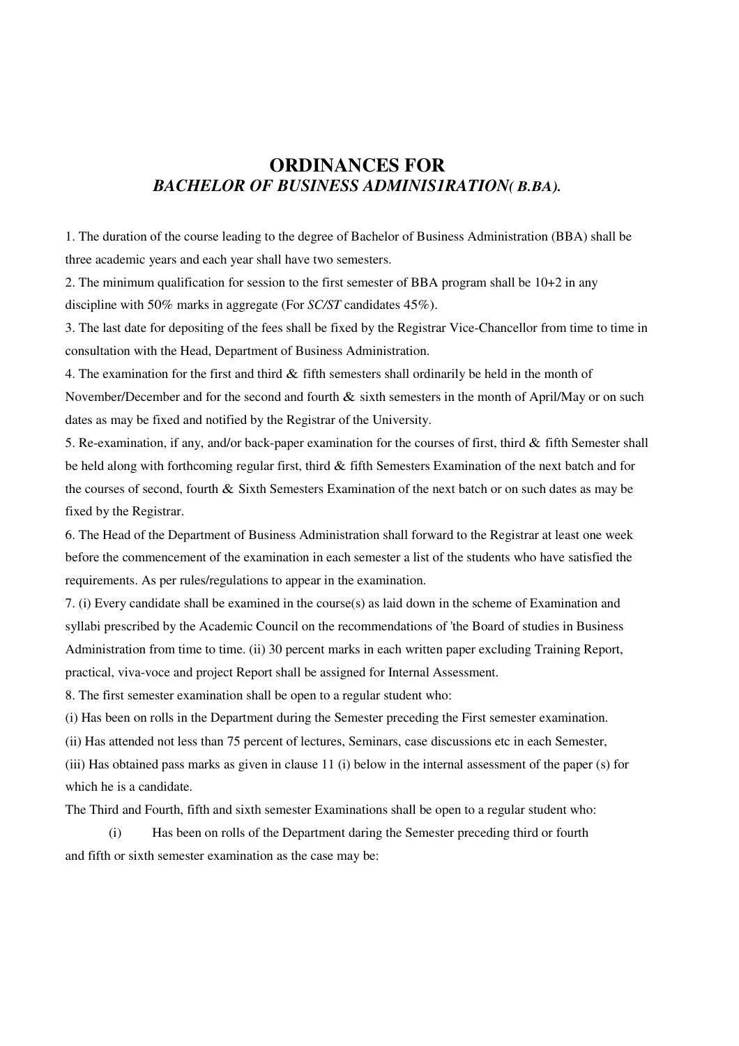# ORDINANCES FOR
## *BACHELOR OF BUSINESS ADMINIS1RATION( B.BA).*

1. The duration of the course leading to the degree of Bachelor of Business Administration (BBA) shall be three academic years and each year shall have two semesters.

2. The minimum qualification for session to the first semester of BBA program shall be 10+2 in any discipline with 50% marks in aggregate (For *SC/ST* candidates 45%).

3. The last date for depositing of the fees shall be fixed by the Registrar Vice-Chancellor from time to time in consultation with the Head, Department of Business Administration.

4. The examination for the first and third & fifth semesters shall ordinarily be held in the month of November/December and for the second and fourth & sixth semesters in the month of April/May or on such dates as may be fixed and notified by the Registrar of the University.

5. Re-examination, if any, and/or back-paper examination for the courses of first, third & fifth Semester shall be held along with forthcoming regular first, third & fifth Semesters Examination of the next batch and for the courses of second, fourth & Sixth Semesters Examination of the next batch or on such dates as may be fixed by the Registrar.

6. The Head of the Department of Business Administration shall forward to the Registrar at least one week before the commencement of the examination in each semester a list of the students who have satisfied the requirements. As per rules/regulations to appear in the examination.

7. (i) Every candidate shall be examined in the course(s) as laid down in the scheme of Examination and syllabi prescribed by the Academic Council on the recommendations of 'the Board of studies in Business Administration from time to time. (ii) 30 percent marks in each written paper excluding Training Report, practical, viva-voce and project Report shall be assigned for Internal Assessment.

8. The first semester examination shall be open to a regular student who:

(i) Has been on rolls in the Department during the Semester preceding the First semester examination.

(ii) Has attended not less than 75 percent of lectures, Seminars, case discussions etc in each Semester,

(iii) Has obtained pass marks as given in clause 11 (i) below in the internal assessment of the paper (s) for which he is a candidate.

The Third and Fourth, fifth and sixth semester Examinations shall be open to a regular student who:

(i) Has been on rolls of the Department daring the Semester preceding third or fourth and fifth or sixth semester examination as the case may be: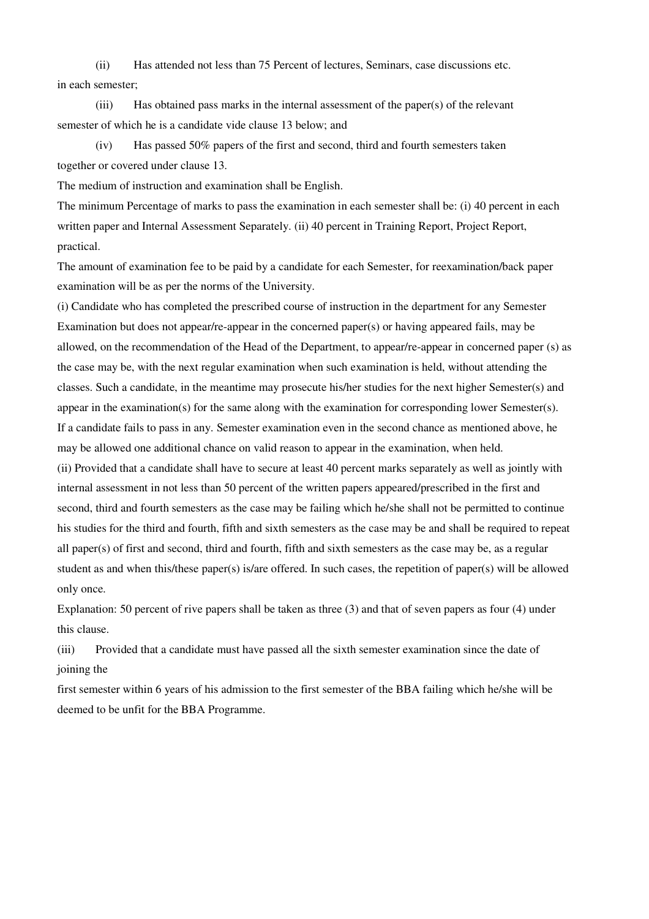(ii) Has attended not less than 75 Percent of lectures, Seminars, case discussions etc. in each semester;

(iii) Has obtained pass marks in the internal assessment of the paper(s) of the relevant semester of which he is a candidate vide clause 13 below; and

(iv) Has passed 50% papers of the first and second, third and fourth semesters taken together or covered under clause 13.

The medium of instruction and examination shall be English.

The minimum Percentage of marks to pass the examination in each semester shall be: (i) 40 percent in each written paper and Internal Assessment Separately. (ii) 40 percent in Training Report, Project Report, practical.

The amount of examination fee to be paid by a candidate for each Semester, for reexamination/back paper examination will be as per the norms of the University.

(i) Candidate who has completed the prescribed course of instruction in the department for any Semester Examination but does not appear/re-appear in the concerned paper(s) or having appeared fails, may be allowed, on the recommendation of the Head of the Department, to appear/re-appear in concerned paper (s) as the case may be, with the next regular examination when such examination is held, without attending the classes. Such a candidate, in the meantime may prosecute his/her studies for the next higher Semester(s) and appear in the examination(s) for the same along with the examination for corresponding lower Semester(s). If a candidate fails to pass in any. Semester examination even in the second chance as mentioned above, he may be allowed one additional chance on valid reason to appear in the examination, when held.

(ii) Provided that a candidate shall have to secure at least 40 percent marks separately as well as jointly with internal assessment in not less than 50 percent of the written papers appeared/prescribed in the first and second, third and fourth semesters as the case may be failing which he/she shall not be permitted to continue his studies for the third and fourth, fifth and sixth semesters as the case may be and shall be required to repeat all paper(s) of first and second, third and fourth, fifth and sixth semesters as the case may be, as a regular student as and when this/these paper(s) is/are offered. In such cases, the repetition of paper(s) will be allowed only once.

Explanation: 50 percent of rive papers shall be taken as three (3) and that of seven papers as four (4) under this clause.

(iii) Provided that a candidate must have passed all the sixth semester examination since the date of joining the first semester within 6 years of his admission to the first semester of the BBA failing which he/she will be deemed to be unfit for the BBA Programme.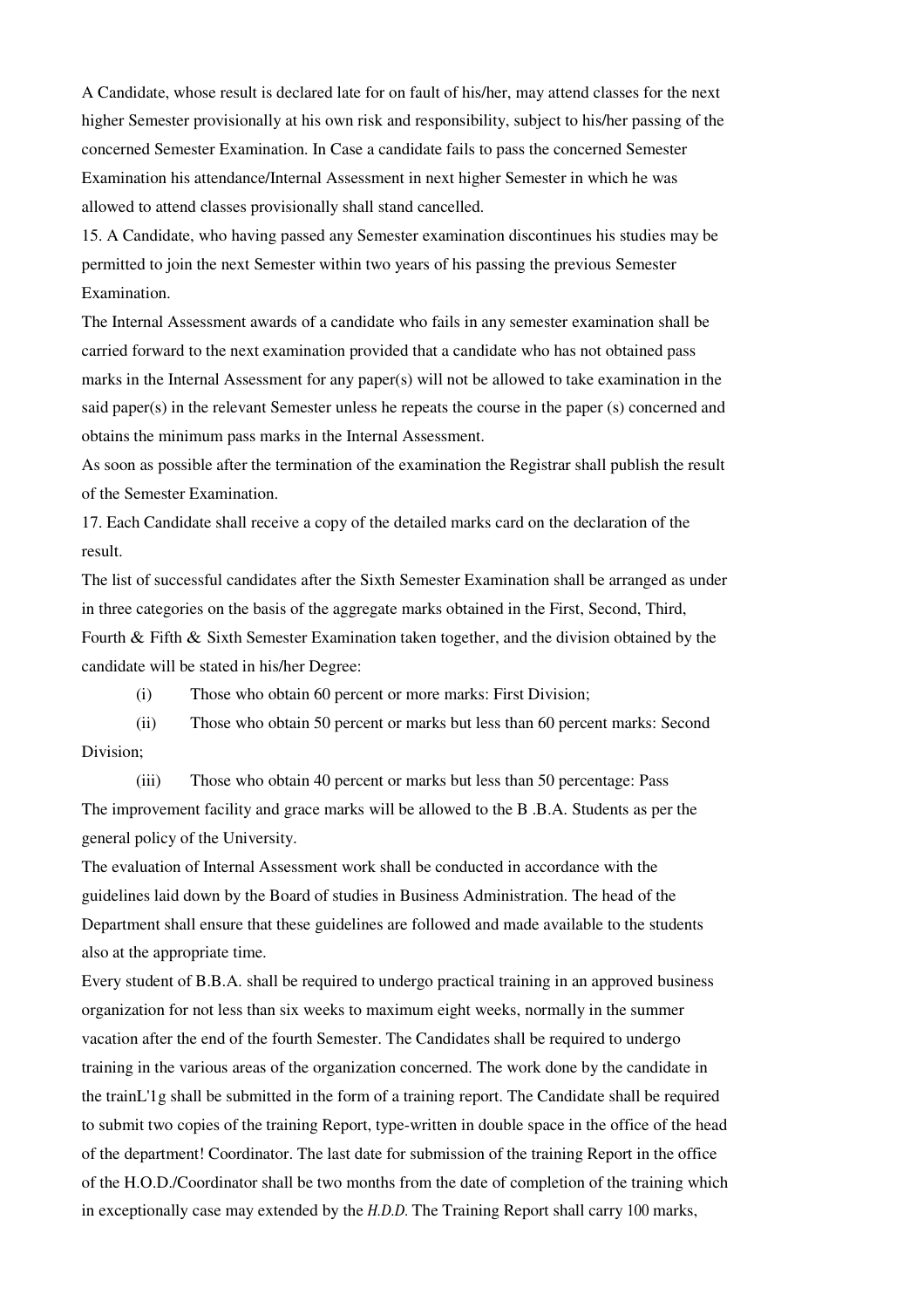A Candidate, whose result is declared late for on fault of his/her, may attend classes for the next higher Semester provisionally at his own risk and responsibility, subject to his/her passing of the concerned Semester Examination. In Case a candidate fails to pass the concerned Semester Examination his attendance/Internal Assessment in next higher Semester in which he was allowed to attend classes provisionally shall stand cancelled.

15. A Candidate, who having passed any Semester examination discontinues his studies may be permitted to join the next Semester within two years of his passing the previous Semester Examination.

The Internal Assessment awards of a candidate who fails in any semester examination shall be carried forward to the next examination provided that a candidate who has not obtained pass marks in the Internal Assessment for any paper(s) will not be allowed to take examination in the said paper(s) in the relevant Semester unless he repeats the course in the paper (s) concerned and obtains the minimum pass marks in the Internal Assessment.

As soon as possible after the termination of the examination the Registrar shall publish the result of the Semester Examination.

17. Each Candidate shall receive a copy of the detailed marks card on the declaration of the result.

The list of successful candidates after the Sixth Semester Examination shall be arranged as under in three categories on the basis of the aggregate marks obtained in the First, Second, Third, Fourth & Fifth & Sixth Semester Examination taken together, and the division obtained by the candidate will be stated in his/her Degree:

(i) Those who obtain 60 percent or more marks: First Division;

(ii) Those who obtain 50 percent or marks but less than 60 percent marks: Second Division;

(iii) Those who obtain 40 percent or marks but less than 50 percentage: Pass

The improvement facility and grace marks will be allowed to the B .B.A. Students as per the general policy of the University.

The evaluation of Internal Assessment work shall be conducted in accordance with the guidelines laid down by the Board of studies in Business Administration. The head of the Department shall ensure that these guidelines are followed and made available to the students also at the appropriate time.

Every student of B.B.A. shall be required to undergo practical training in an approved business organization for not less than six weeks to maximum eight weeks, normally in the summer vacation after the end of the fourth Semester. The Candidates shall be required to undergo training in the various areas of the organization concerned. The work done by the candidate in the trainL'1g shall be submitted in the form of a training report. The Candidate shall be required to submit two copies of the training Report, type-written in double space in the office of the head of the department! Coordinator. The last date for submission of the training Report in the office of the H.O.D./Coordinator shall be two months from the date of completion of the training which in exceptionally case may extended by the *H.D.D.* The Training Report shall carry 100 marks,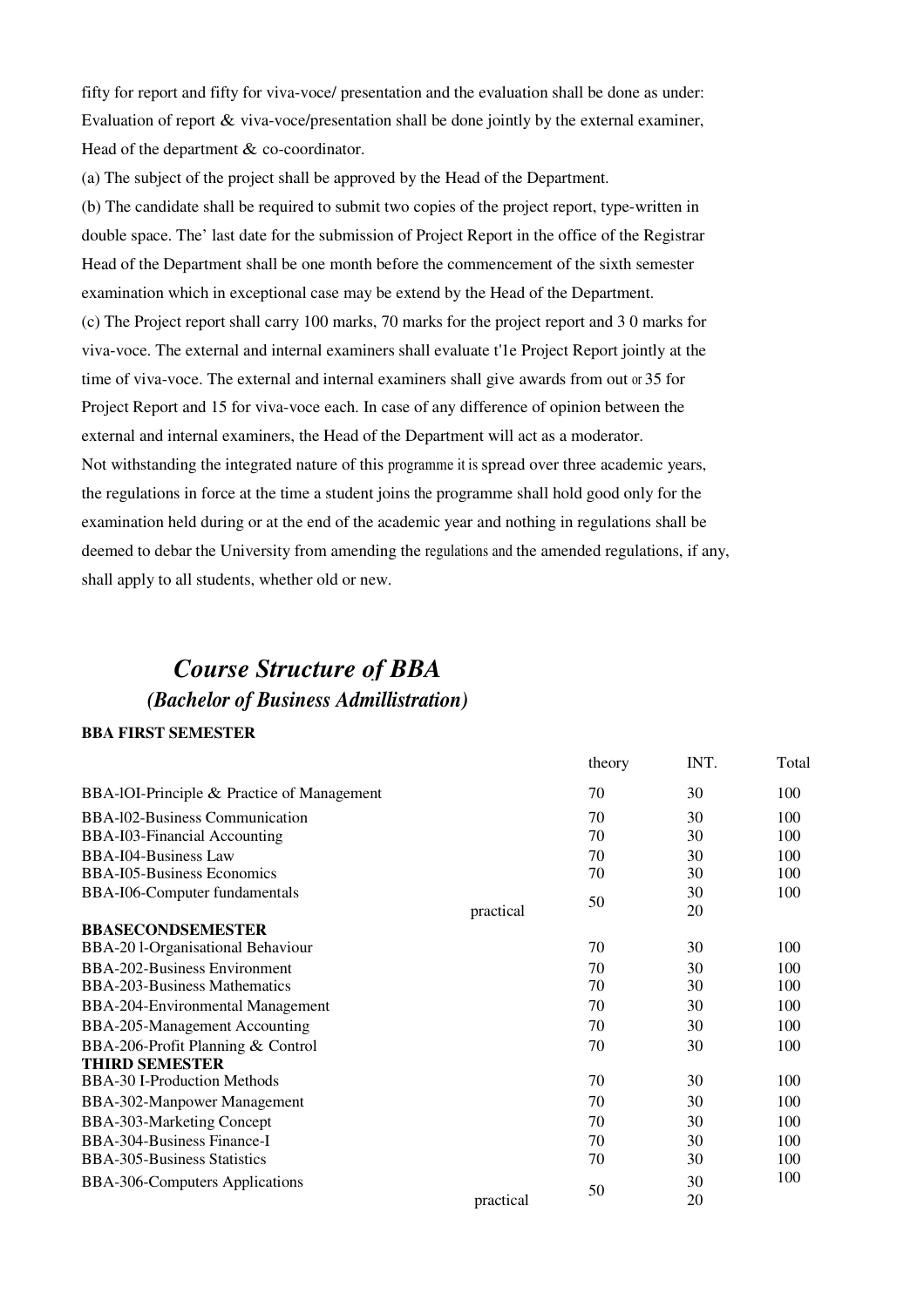fifty for report and fifty for viva-voce/ presentation and the evaluation shall be done as under: Evaluation of report & viva-voce/presentation shall be done jointly by the external examiner, Head of the department & co-coordinator.

(a) The subject of the project shall be approved by the Head of the Department.

(b) The candidate shall be required to submit two copies of the project report, type-written in double space. The' last date for the submission of Project Report in the office of the Registrar Head of the Department shall be one month before the commencement of the sixth semester examination which in exceptional case may be extend by the Head of the Department.

(c) The Project report shall carry 100 marks, 70 marks for the project report and 3 0 marks for viva-voce. The external and internal examiners shall evaluate t'1e Project Report jointly at the time of viva-voce. The external and internal examiners shall give awards from out or 35 for Project Report and 15 for viva-voce each. In case of any difference of opinion between the external and internal examiners, the Head of the Department will act as a moderator.

Not withstanding the integrated nature of this programme it is spread over three academic years, the regulations in force at the time a student joins the programme shall hold good only for the examination held during or at the end of the academic year and nothing in regulations shall be deemed to debar the University from amending the regulations and the amended regulations, if any, shall apply to all students, whether old or new.

## *Course Structure of BBA*

### *(Bachelor of Business Admillistration)*

**BBA FIRST SEMESTER**

| | | theory | INT. | Total |
|---|---|---|---|---|
| BBA-lOI-Principle & Practice of Management | | 70 | 30 | 100 |
| BBA-l02-Business Communication | | 70 | 30 | 100 |
| BBA-I03-Financial Accounting | | 70 | 30 | 100 |
| BBA-I04-Business Law | | 70 | 30 | 100 |
| BBA-I05-Business Economics | | 70 | 30 | 100 |
| BBA-I06-Computer fundamentals | | 50 | 30 | 100 |
| | practical | | 20 | |
| **BBASECONDSEMESTER** | | | | |
| BBA-20 l-Organisational Behaviour | | 70 | 30 | 100 |
| BBA-202-Business Environment | | 70 | 30 | 100 |
| BBA-203-Business Mathematics | | 70 | 30 | 100 |
| BBA-204-Environmental Management | | 70 | 30 | 100 |
| BBA-205-Management Accounting | | 70 | 30 | 100 |
| BBA-206-Profit Planning & Control | | 70 | 30 | 100 |
| **THIRD SEMESTER** | | | | |
| BBA-30 I-Production Methods | | 70 | 30 | 100 |
| BBA-302-Manpower Management | | 70 | 30 | 100 |
| BBA-303-Marketing Concept | | 70 | 30 | 100 |
| BBA-304-Business Finance-I | | 70 | 30 | 100 |
| BBA-305-Business Statistics | | 70 | 30 | 100 |
| BBA-306-Computers Applications | | 50 | 30 | 100 |
| | practical | | 20 | |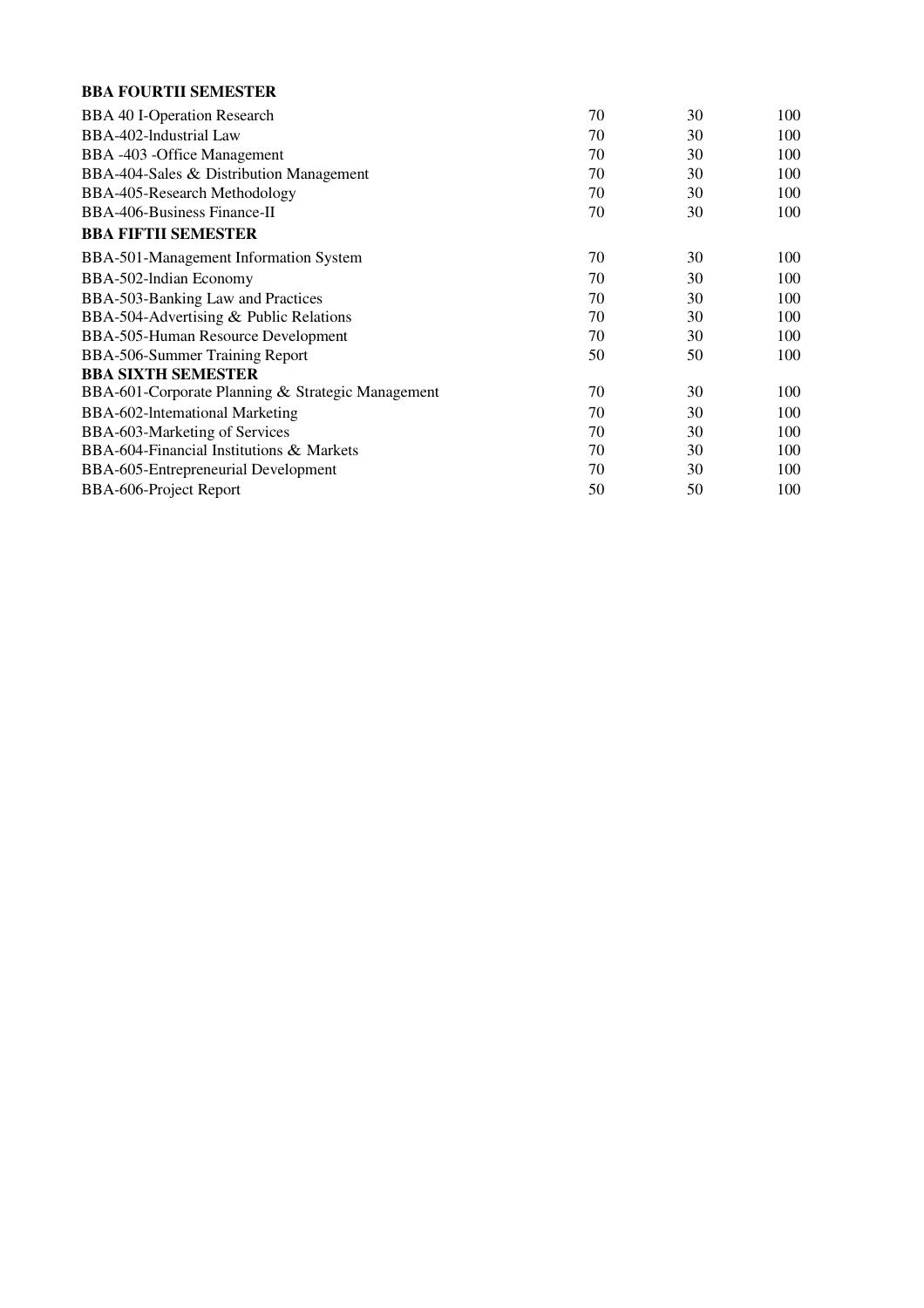**BBA FOURTII SEMESTER**

| | | | |
|---|---|---|---|
| BBA 40 I-Operation Research | 70 | 30 | 100 |
| BBA-402-lndustrial Law | 70 | 30 | 100 |
| BBA -403 -Office Management | 70 | 30 | 100 |
| BBA-404-Sales & Distribution Management | 70 | 30 | 100 |
| BBA-405-Research Methodology | 70 | 30 | 100 |
| BBA-406-Business Finance-II | 70 | 30 | 100 |
| **BBA FIFTII SEMESTER** | | | |
| BBA-501-Management Information System | 70 | 30 | 100 |
| BBA-502-lndian Economy | 70 | 30 | 100 |
| BBA-503-Banking Law and Practices | 70 | 30 | 100 |
| BBA-504-Advertising & Public Relations | 70 | 30 | 100 |
| BBA-505-Human Resource Development | 70 | 30 | 100 |
| BBA-506-Summer Training Report | 50 | 50 | 100 |
| **BBA SIXTH SEMESTER** | | | |
| BBA-601-Corporate Planning & Strategic Management | 70 | 30 | 100 |
| BBA-602-lntemational Marketing | 70 | 30 | 100 |
| BBA-603-Marketing of Services | 70 | 30 | 100 |
| BBA-604-Financial Institutions & Markets | 70 | 30 | 100 |
| BBA-605-Entrepreneurial Development | 70 | 30 | 100 |
| BBA-606-Project Report | 50 | 50 | 100 |